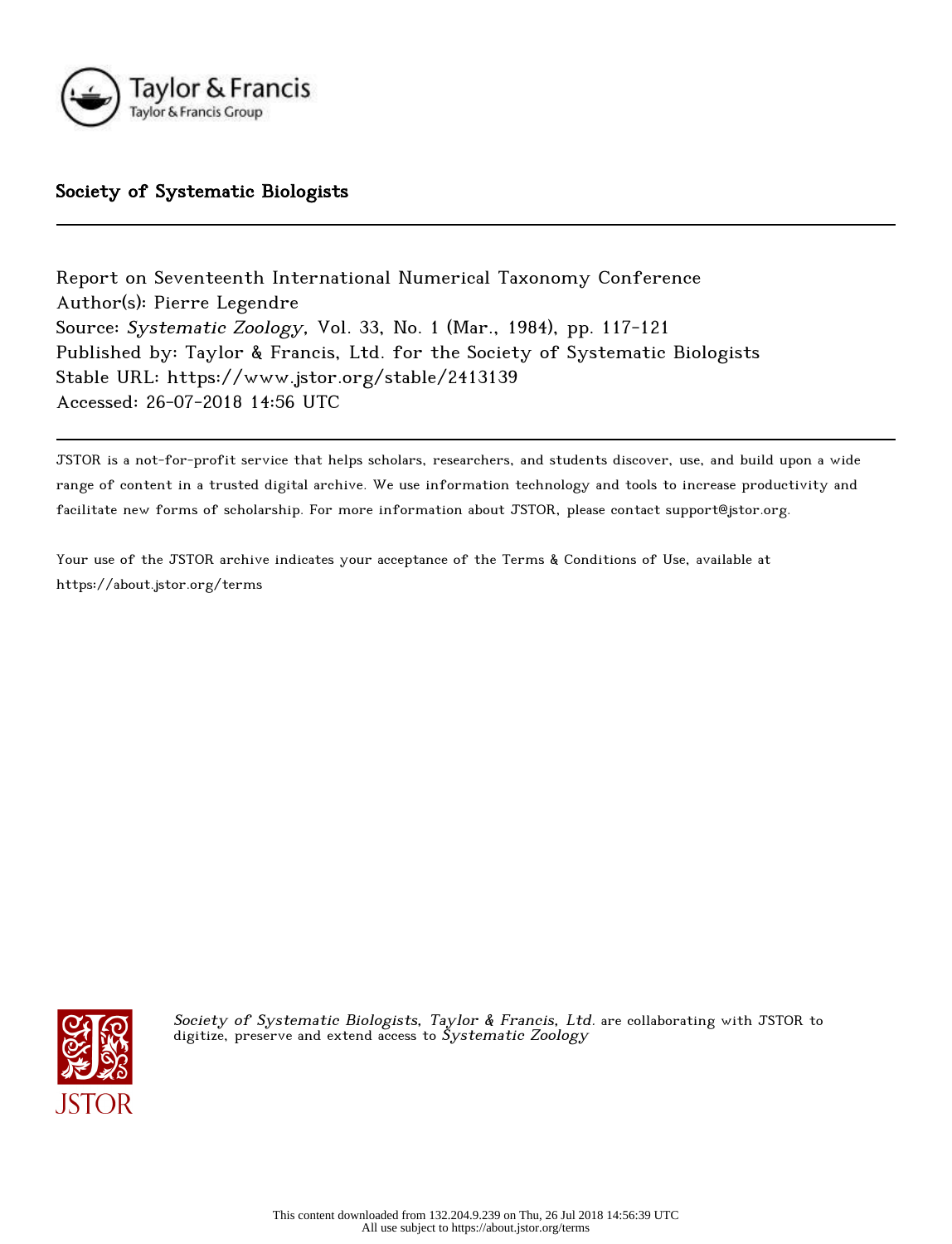Society of Systematic Biologists

---

Report on Seventeenth International Numerical Taxonomy Conference
Author(s): Pierre Legendre
Source: *Systematic Zoology*, Vol. 33, No. 1 (Mar., 1984), pp. 117-121
Published by: Taylor & Francis, Ltd. for the Society of Systematic Biologists
Stable URL: https://www.jstor.org/stable/2413139
Accessed: 26-07-2018 14:56 UTC

---

JSTOR is a not-for-profit service that helps scholars, researchers, and students discover, use, and build upon a wide range of content in a trusted digital archive. We use information technology and tools to increase productivity and facilitate new forms of scholarship. For more information about JSTOR, please contact support@jstor.org.

Your use of the JSTOR archive indicates your acceptance of the Terms & Conditions of Use, available at https://about.jstor.org/terms

*Society of Systematic Biologists*, *Taylor & Francis, Ltd.* are collaborating with JSTOR to digitize, preserve and extend access to *Systematic Zoology*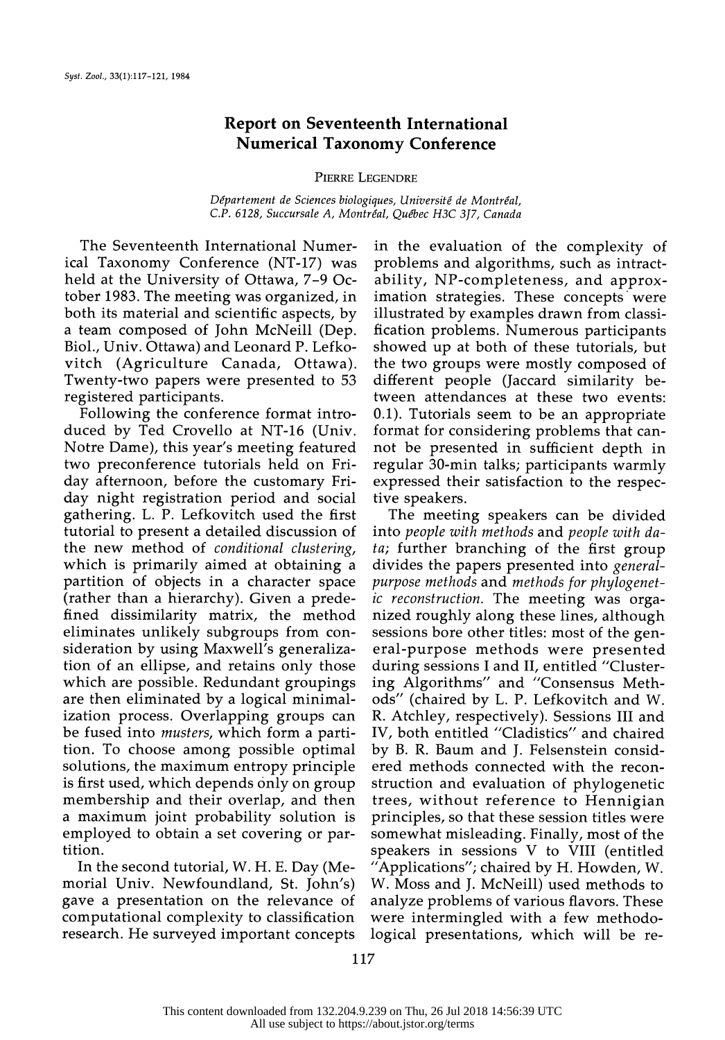# Report on Seventeenth International Numerical Taxonomy Conference

PIERRE LEGENDRE

*Département de Sciences biologiques, Université de Montréal, C.P. 6128, Succursale A, Montréal, Québec H3C 3J7, Canada*

The Seventeenth International Numerical Taxonomy Conference (NT-17) was held at the University of Ottawa, 7–9 October 1983. The meeting was organized, in both its material and scientific aspects, by a team composed of John McNeill (Dep. Biol., Univ. Ottawa) and Leonard P. Lefkovitch (Agriculture Canada, Ottawa). Twenty-two papers were presented to 53 registered participants.

Following the conference format introduced by Ted Crovello at NT-16 (Univ. Notre Dame), this year's meeting featured two preconference tutorials held on Friday afternoon, before the customary Friday night registration period and social gathering. L. P. Lefkovitch used the first tutorial to present a detailed discussion of the new method of *conditional clustering*, which is primarily aimed at obtaining a partition of objects in a character space (rather than a hierarchy). Given a predefined dissimilarity matrix, the method eliminates unlikely subgroups from consideration by using Maxwell's generalization of an ellipse, and retains only those which are possible. Redundant groupings are then eliminated by a logical minimalization process. Overlapping groups can be fused into *musters*, which form a partition. To choose among possible optimal solutions, the maximum entropy principle is first used, which depends only on group membership and their overlap, and then a maximum joint probability solution is employed to obtain a set covering or partition.

In the second tutorial, W. H. E. Day (Memorial Univ. Newfoundland, St. John's) gave a presentation on the relevance of computational complexity to classification research. He surveyed important concepts in the evaluation of the complexity of problems and algorithms, such as intractability, NP-completeness, and approximation strategies. These concepts were illustrated by examples drawn from classification problems. Numerous participants showed up at both of these tutorials, but the two groups were mostly composed of different people (Jaccard similarity between attendances at these two events: 0.1). Tutorials seem to be an appropriate format for considering problems that cannot be presented in sufficient depth in regular 30-min talks; participants warmly expressed their satisfaction to the respective speakers.

The meeting speakers can be divided into *people with methods* and *people with data*; further branching of the first group divides the papers presented into *general-purpose methods* and *methods for phylogenetic reconstruction*. The meeting was organized roughly along these lines, although sessions bore other titles: most of the general-purpose methods were presented during sessions I and II, entitled "Clustering Algorithms" and "Consensus Methods" (chaired by L. P. Lefkovitch and W. R. Atchley, respectively). Sessions III and IV, both entitled "Cladistics" and chaired by B. R. Baum and J. Felsenstein considered methods connected with the reconstruction and evaluation of phylogenetic trees, without reference to Hennigian principles, so that these session titles were somewhat misleading. Finally, most of the speakers in sessions V to VIII (entitled "Applications"; chaired by H. Howden, W. W. Moss and J. McNeill) used methods to analyze problems of various flavors. These were intermingled with a few methodological presentations, which will be re-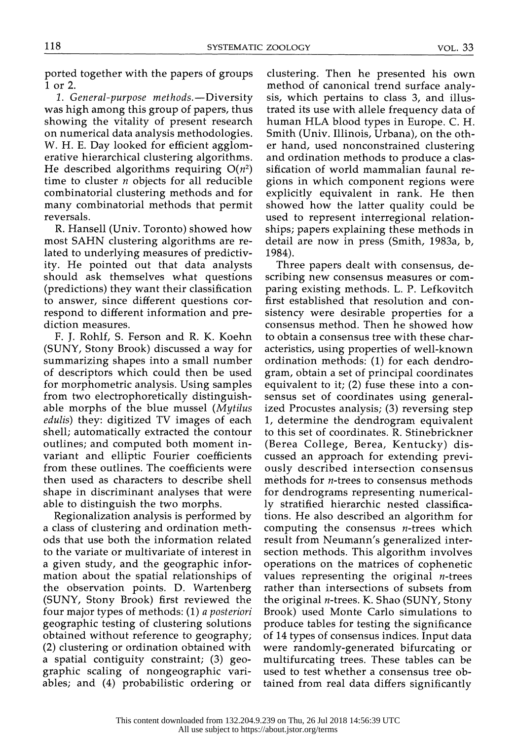ported together with the papers of groups 1 or 2.

*1. General-purpose methods.*—Diversity was high among this group of papers, thus showing the vitality of present research on numerical data analysis methodologies. W. H. E. Day looked for efficient agglomerative hierarchical clustering algorithms. He described algorithms requiring $O(n^2)$ time to cluster $n$ objects for all reducible combinatorial clustering methods and for many combinatorial methods that permit reversals.

R. Hansell (Univ. Toronto) showed how most SAHN clustering algorithms are related to underlying measures of predictivity. He pointed out that data analysts should ask themselves what questions (predictions) they want their classification to answer, since different questions correspond to different information and prediction measures.

F. J. Rohlf, S. Ferson and R. K. Koehn (SUNY, Stony Brook) discussed a way for summarizing shapes into a small number of descriptors which could then be used for morphometric analysis. Using samples from two electrophoretically distinguishable morphs of the blue mussel (*Mytilus edulis*) they: digitized TV images of each shell; automatically extracted the contour outlines; and computed both moment invariant and elliptic Fourier coefficients from these outlines. The coefficients were then used as characters to describe shell shape in discriminant analyses that were able to distinguish the two morphs.

Regionalization analysis is performed by a class of clustering and ordination methods that use both the information related to the variate or multivariate of interest in a given study, and the geographic information about the spatial relationships of the observation points. D. Wartenberg (SUNY, Stony Brook) first reviewed the four major types of methods: (1) *a posteriori* geographic testing of clustering solutions obtained without reference to geography; (2) clustering or ordination obtained with a spatial contiguity constraint; (3) geographic scaling of nongeographic variables; and (4) probabilistic ordering or clustering. Then he presented his own method of canonical trend surface analysis, which pertains to class 3, and illustrated its use with allele frequency data of human HLA blood types in Europe. C. H. Smith (Univ. Illinois, Urbana), on the other hand, used nonconstrained clustering and ordination methods to produce a classification of world mammalian faunal regions in which component regions were explicitly equivalent in rank. He then showed how the latter quality could be used to represent interregional relationships; papers explaining these methods in detail are now in press (Smith, 1983a, b, 1984).

Three papers dealt with consensus, describing new consensus measures or comparing existing methods. L. P. Lefkovitch first established that resolution and consistency were desirable properties for a consensus method. Then he showed how to obtain a consensus tree with these characteristics, using properties of well-known ordination methods: (1) for each dendrogram, obtain a set of principal coordinates equivalent to it; (2) fuse these into a consensus set of coordinates using generalized Procustes analysis; (3) reversing step 1, determine the dendrogram equivalent to this set of coordinates. R. Stinebrickner (Berea College, Berea, Kentucky) discussed an approach for extending previously described intersection consensus methods for $n$-trees to consensus methods for dendrograms representing numerically stratified hierarchic nested classifications. He also described an algorithm for computing the consensus $n$-trees which result from Neumann's generalized intersection methods. This algorithm involves operations on the matrices of cophenetic values representing the original $n$-trees rather than intersections of subsets from the original $n$-trees. K. Shao (SUNY, Stony Brook) used Monte Carlo simulations to produce tables for testing the significance of 14 types of consensus indices. Input data were randomly-generated bifurcating or multifurcating trees. These tables can be used to test whether a consensus tree obtained from real data differs significantly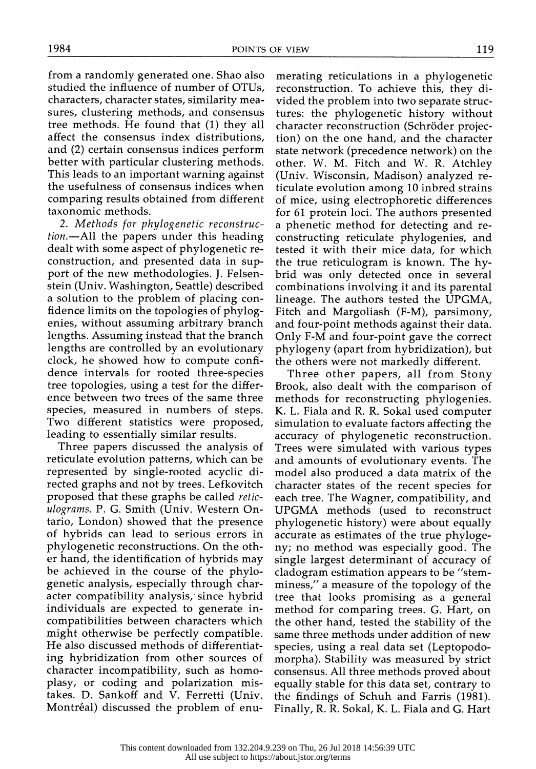from a randomly generated one. Shao also studied the influence of number of OTUs, characters, character states, similarity measures, clustering methods, and consensus tree methods. He found that (1) they all affect the consensus index distributions, and (2) certain consensus indices perform better with particular clustering methods. This leads to an important warning against the usefulness of consensus indices when comparing results obtained from different taxonomic methods.

2. *Methods for phylogenetic reconstruction.*—All the papers under this heading dealt with some aspect of phylogenetic reconstruction, and presented data in support of the new methodologies. J. Felsenstein (Univ. Washington, Seattle) described a solution to the problem of placing confidence limits on the topologies of phylogenies, without assuming arbitrary branch lengths. Assuming instead that the branch lengths are controlled by an evolutionary clock, he showed how to compute confidence intervals for rooted three-species tree topologies, using a test for the difference between two trees of the same three species, measured in numbers of steps. Two different statistics were proposed, leading to essentially similar results.

Three papers discussed the analysis of reticulate evolution patterns, which can be represented by single-rooted acyclic directed graphs and not by trees. Lefkovitch proposed that these graphs be called *reticulograms.* P. G. Smith (Univ. Western Ontario, London) showed that the presence of hybrids can lead to serious errors in phylogenetic reconstructions. On the other hand, the identification of hybrids may be achieved in the course of the phylogenetic analysis, especially through character compatibility analysis, since hybrid individuals are expected to generate incompatibilities between characters which might otherwise be perfectly compatible. He also discussed methods of differentiating hybridization from other sources of character incompatibility, such as homoplasy, or coding and polarization mistakes. D. Sankoff and V. Ferretti (Univ. Montréal) discussed the problem of enumerating reticulations in a phylogenetic reconstruction. To achieve this, they divided the problem into two separate structures: the phylogenetic history without character reconstruction (Schröder projection) on the one hand, and the character state network (precedence network) on the other. W. M. Fitch and W. R. Atchley (Univ. Wisconsin, Madison) analyzed reticulate evolution among 10 inbred strains of mice, using electrophoretic differences for 61 protein loci. The authors presented a phenetic method for detecting and reconstructing reticulate phylogenies, and tested it with their mice data, for which the true reticulogram is known. The hybrid was only detected once in several combinations involving it and its parental lineage. The authors tested the UPGMA, Fitch and Margoliash (F-M), parsimony, and four-point methods against their data. Only F-M and four-point gave the correct phylogeny (apart from hybridization), but the others were not markedly different.

Three other papers, all from Stony Brook, also dealt with the comparison of methods for reconstructing phylogenies. K. L. Fiala and R. R. Sokal used computer simulation to evaluate factors affecting the accuracy of phylogenetic reconstruction. Trees were simulated with various types and amounts of evolutionary events. The model also produced a data matrix of the character states of the recent species for each tree. The Wagner, compatibility, and UPGMA methods (used to reconstruct phylogenetic history) were about equally accurate as estimates of the true phylogeny; no method was especially good. The single largest determinant of accuracy of cladogram estimation appears to be "stemminess," a measure of the topology of the tree that looks promising as a general method for comparing trees. G. Hart, on the other hand, tested the stability of the same three methods under addition of new species, using a real data set (Leptopodomorpha). Stability was measured by strict consensus. All three methods proved about equally stable for this data set, contrary to the findings of Schuh and Farris (1981). Finally, R. R. Sokal, K. L. Fiala and G. Hart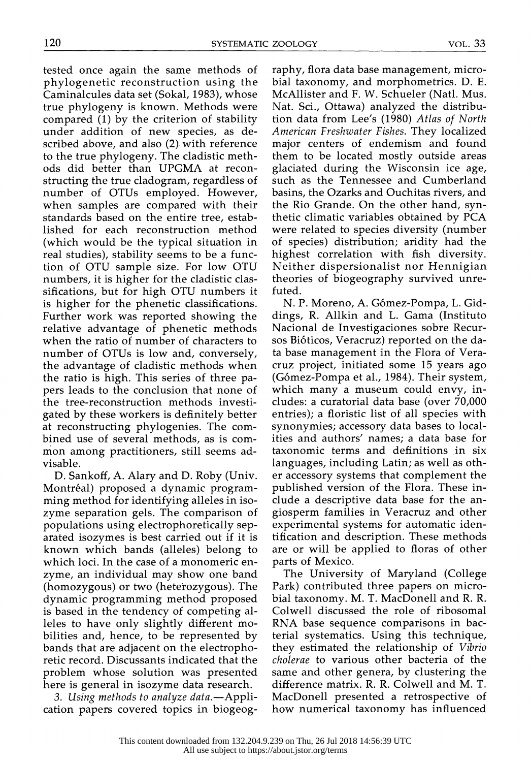tested once again the same methods of phylogenetic reconstruction using the Caminalcules data set (Sokal, 1983), whose true phylogeny is known. Methods were compared (1) by the criterion of stability under addition of new species, as described above, and also (2) with reference to the true phylogeny. The cladistic methods did better than UPGMA at reconstructing the true cladogram, regardless of number of OTUs employed. However, when samples are compared with their standards based on the entire tree, established for each reconstruction method (which would be the typical situation in real studies), stability seems to be a function of OTU sample size. For low OTU numbers, it is higher for the cladistic classifications, but for high OTU numbers it is higher for the phenetic classifications. Further work was reported showing the relative advantage of phenetic methods when the ratio of number of characters to number of OTUs is low and, conversely, the advantage of cladistic methods when the ratio is high. This series of three papers leads to the conclusion that none of the tree-reconstruction methods investigated by these workers is definitely better at reconstructing phylogenies. The combined use of several methods, as is common among practitioners, still seems advisable.

D. Sankoff, A. Alary and D. Roby (Univ. Montréal) proposed a dynamic programming method for identifying alleles in isozyme separation gels. The comparison of populations using electrophoretically separated isozymes is best carried out if it is known which bands (alleles) belong to which loci. In the case of a monomeric enzyme, an individual may show one band (homozygous) or two (heterozygous). The dynamic programming method proposed is based in the tendency of competing alleles to have only slightly different mobilities and, hence, to be represented by bands that are adjacent on the electrophoretic record. Discussants indicated that the problem whose solution was presented here is general in isozyme data research.

3. *Using methods to analyze data.*—Application papers covered topics in biogeography, flora data base management, microbial taxonomy, and morphometrics. D. E. McAllister and F. W. Schueler (Natl. Mus. Nat. Sci., Ottawa) analyzed the distribution data from Lee's (1980) *Atlas of North American Freshwater Fishes*. They localized major centers of endemism and found them to be located mostly outside areas glaciated during the Wisconsin ice age, such as the Tennessee and Cumberland basins, the Ozarks and Ouchitas rivers, and the Rio Grande. On the other hand, synthetic climatic variables obtained by PCA were related to species diversity (number of species) distribution; aridity had the highest correlation with fish diversity. Neither dispersionalist nor Hennigian theories of biogeography survived unrefuted.

N. P. Moreno, A. Gómez-Pompa, L. Giddings, R. Allkin and L. Gama (Instituto Nacional de Investigaciones sobre Recursos Bióticos, Veracruz) reported on the data base management in the Flora of Veracruz project, initiated some 15 years ago (Gómez-Pompa et al., 1984). Their system, which many a museum could envy, includes: a curatorial data base (over 70,000 entries); a floristic list of all species with synonymies; accessory data bases to localities and authors' names; a data base for taxonomic terms and definitions in six languages, including Latin; as well as other accessory systems that complement the published version of the Flora. These include a descriptive data base for the angiosperm families in Veracruz and other experimental systems for automatic identification and description. These methods are or will be applied to floras of other parts of Mexico.

The University of Maryland (College Park) contributed three papers on microbial taxonomy. M. T. MacDonell and R. R. Colwell discussed the role of ribosomal RNA base sequence comparisons in bacterial systematics. Using this technique, they estimated the relationship of *Vibrio cholerae* to various other bacteria of the same and other genera, by clustering the difference matrix. R. R. Colwell and M. T. MacDonell presented a retrospective of how numerical taxonomy has influenced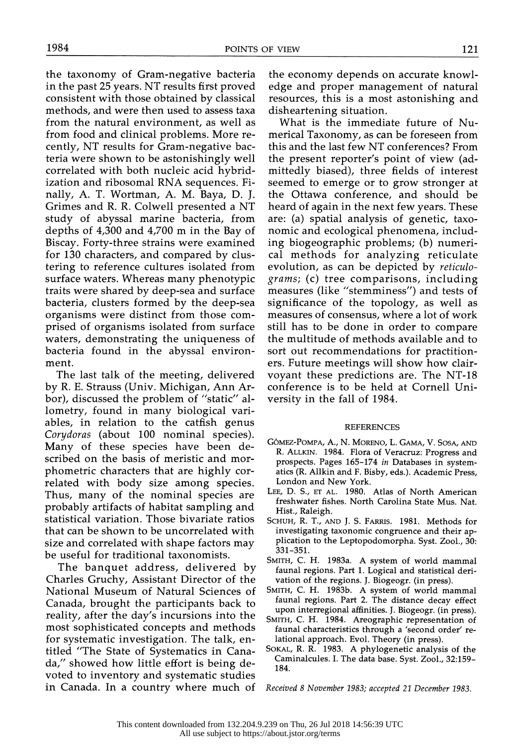the taxonomy of Gram-negative bacteria in the past 25 years. NT results first proved consistent with those obtained by classical methods, and were then used to assess taxa from the natural environment, as well as from food and clinical problems. More recently, NT results for Gram-negative bacteria were shown to be astonishingly well correlated with both nucleic acid hybridization and ribosomal RNA sequences. Finally, A. T. Wortman, A. M. Baya, D. J. Grimes and R. R. Colwell presented a NT study of abyssal marine bacteria, from depths of 4,300 and 4,700 m in the Bay of Biscay. Forty-three strains were examined for 130 characters, and compared by clustering to reference cultures isolated from surface waters. Whereas many phenotypic traits were shared by deep-sea and surface bacteria, clusters formed by the deep-sea organisms were distinct from those comprised of organisms isolated from surface waters, demonstrating the uniqueness of bacteria found in the abyssal environment.

The last talk of the meeting, delivered by R. E. Strauss (Univ. Michigan, Ann Arbor), discussed the problem of "static" allometry, found in many biological variables, in relation to the catfish genus *Corydoras* (about 100 nominal species). Many of these species have been described on the basis of meristic and morphometric characters that are highly correlated with body size among species. Thus, many of the nominal species are probably artifacts of habitat sampling and statistical variation. Those bivariate ratios that can be shown to be uncorrelated with size and correlated with shape factors may be useful for traditional taxonomists.

The banquet address, delivered by Charles Gruchy, Assistant Director of the National Museum of Natural Sciences of Canada, brought the participants back to reality, after the day's incursions into the most sophisticated concepts and methods for systematic investigation. The talk, entitled "The State of Systematics in Canada," showed how little effort is being devoted to inventory and systematic studies in Canada. In a country where much of the economy depends on accurate knowledge and proper management of natural resources, this is a most astonishing and disheartening situation.

What is the immediate future of Numerical Taxonomy, as can be foreseen from this and the last few NT conferences? From the present reporter's point of view (admittedly biased), three fields of interest seemed to emerge or to grow stronger at the Ottawa conference, and should be heard of again in the next few years. These are: (a) spatial analysis of genetic, taxonomic and ecological phenomena, including biogeographic problems; (b) numerical methods for analyzing reticulate evolution, as can be depicted by *reticulograms*; (c) tree comparisons, including measures (like "stemminess") and tests of significance of the topology, as well as measures of consensus, where a lot of work still has to be done in order to compare the multitude of methods available and to sort out recommendations for practitioners. Future meetings will show how clairvoyant these predictions are. The NT-18 conference is to be held at Cornell University in the fall of 1984.

## REFERENCES

GÓMEZ-POMPA, A., N. MORENO, L. GAMA, V. SOSA, AND R. ALLKIN. 1984. Flora of Veracruz: Progress and prospects. Pages 165–174 *in* Databases in systematics (R. Allkin and F. Bisby, eds.). Academic Press, London and New York.

LEE, D. S., ET AL. 1980. Atlas of North American freshwater fishes. North Carolina State Mus. Nat. Hist., Raleigh.

SCHUH, R. T., AND J. S. FARRIS. 1981. Methods for investigating taxonomic congruence and their application to the Leptopodomorpha. Syst. Zool., 30: 331–351.

SMITH, C. H. 1983a. A system of world mammal faunal regions. Part 1. Logical and statistical derivation of the regions. J. Biogeogr. (in press).

SMITH, C. H. 1983b. A system of world mammal faunal regions. Part 2. The distance decay effect upon interregional affinities. J. Biogeogr. (in press).

SMITH, C. H. 1984. Areographic representation of faunal characteristics through a 'second order' relational approach. Evol. Theory (in press).

SOKAL, R. R. 1983. A phylogenetic analysis of the Caminalcules. I. The data base. Syst. Zool., 32:159–184.

*Received 8 November 1983; accepted 21 December 1983.*